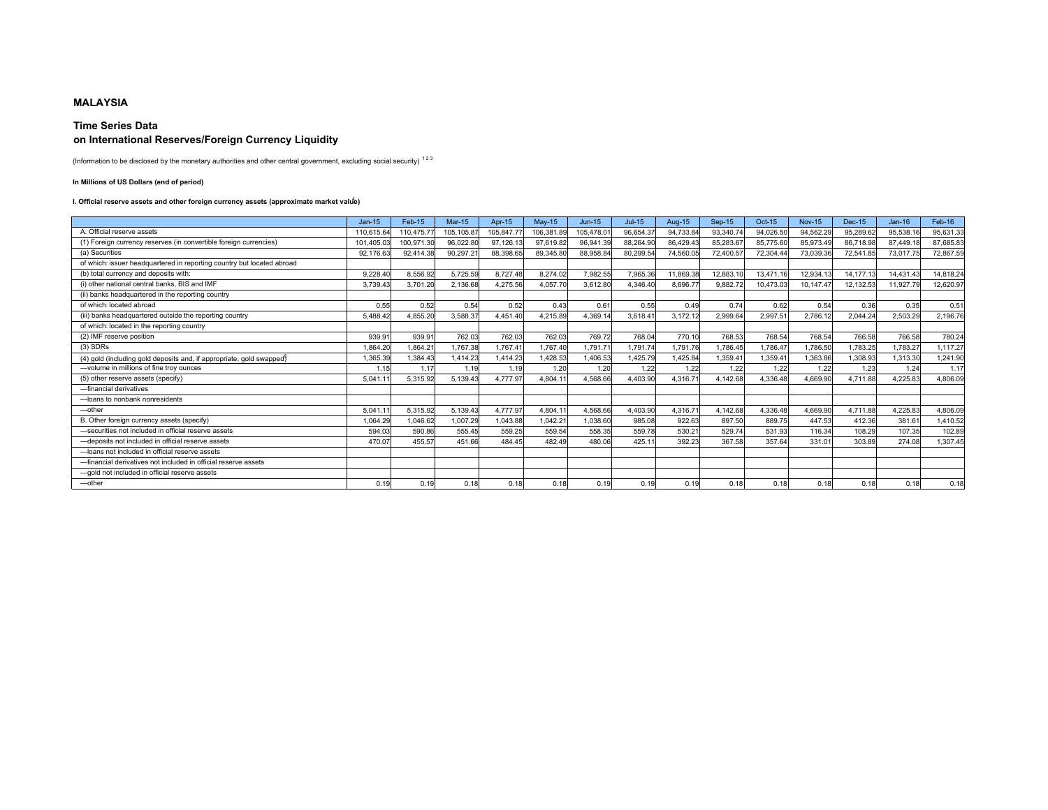**MALAYSIA**

**Time Series Data**
**on International Reserves/Foreign Currency Liquidity**

(Information to be disclosed by the monetary authorities and other central government, excluding social security) [1 2 3]

**In Millions of US Dollars (end of period)**

**I. Official reserve assets and other foreign currency assets (approximate market value)[4]**

| | Jan-15 | Feb-15 | Mar-15 | Apr-15 | May-15 | Jun-15 | Jul-15 | Aug-15 | Sep-15 | Oct-15 | Nov-15 | Dec-15 | Jan-16 | Feb-16 |
|---|---|---|---|---|---|---|---|---|---|---|---|---|---|---|
| A. Official reserve assets | 110,615.64 | 110,475.77 | 105,105.87 | 105,847.77 | 106,381.89 | 105,478.01 | 96,654.37 | 94,733.84 | 93,340.74 | 94,026.50 | 94,562.29 | 95,289.62 | 95,538.16 | 95,631.33 |
| (1) Foreign currency reserves (in convertible foreign currencies) | 101,405.03 | 100,971.30 | 96,022.80 | 97,126.13 | 97,619.82 | 96,941.39 | 88,264.90 | 86,429.43 | 85,283.67 | 85,775.60 | 85,973.49 | 86,718.98 | 87,449.18 | 87,685.83 |
| (a) Securities | 92,176.63 | 92,414.38 | 90,297.21 | 88,398.65 | 89,345.80 | 88,958.84 | 80,299.54 | 74,560.05 | 72,400.57 | 72,304.44 | 73,039.36 | 72,541.85 | 73,017.75 | 72,867.59 |
| of which: issuer headquartered in reporting country but located abroad | | | | | | | | | | | | | | |
| (b) total currency and deposits with: | 9,228.40 | 8,556.92 | 5,725.59 | 8,727.48 | 8,274.02 | 7,982.55 | 7,965.36 | 11,869.38 | 12,883.10 | 13,471.16 | 12,934.13 | 14,177.13 | 14,431.43 | 14,818.24 |
| (i) other national central banks, BIS and IMF | 3,739.43 | 3,701.20 | 2,136.68 | 4,275.56 | 4,057.70 | 3,612.80 | 4,346.40 | 8,696.77 | 9,882.72 | 10,473.03 | 10,147.47 | 12,132.53 | 11,927.79 | 12,620.97 |
| (ii) banks headquartered in the reporting country | | | | | | | | | | | | | | |
| of which: located abroad | 0.55 | 0.52 | 0.54 | 0.52 | 0.43 | 0.61 | 0.55 | 0.49 | 0.74 | 0.62 | 0.54 | 0.36 | 0.35 | 0.51 |
| (iii) banks headquartered outside the reporting country | 5,488.42 | 4,855.20 | 3,588.37 | 4,451.40 | 4,215.89 | 4,369.14 | 3,618.41 | 3,172.12 | 2,999.64 | 2,997.51 | 2,786.12 | 2,044.24 | 2,503.29 | 2,196.76 |
| of which: located in the reporting country | | | | | | | | | | | | | | |
| (2) IMF reserve position | 939.91 | 939.91 | 762.03 | 762.03 | 762.03 | 769.72 | 768.04 | 770.10 | 768.53 | 768.54 | 768.54 | 766.58 | 766.58 | 780.24 |
| (3) SDRs | 1,864.20 | 1,864.21 | 1,767.38 | 1,767.41 | 1,767.40 | 1,791.71 | 1,791.74 | 1,791.76 | 1,786.45 | 1,786.47 | 1,786.50 | 1,783.25 | 1,783.27 | 1,117.27 |
| (4) gold (including gold deposits and, if appropriate, gold swapped)[5] | 1,365.39 | 1,384.43 | 1,414.23 | 1,414.23 | 1,428.53 | 1,406.53 | 1,425.79 | 1,425.84 | 1,359.41 | 1,359.41 | 1,363.86 | 1,308.93 | 1,313.30 | 1,241.90 |
| —volume in millions of fine troy ounces | 1.15 | 1.17 | 1.19 | 1.19 | 1.20 | 1.20 | 1.22 | 1.22 | 1.22 | 1.22 | 1.22 | 1.23 | 1.24 | 1.17 |
| (5) other reserve assets (specify) | 5,041.11 | 5,315.92 | 5,139.43 | 4,777.97 | 4,804.11 | 4,568.66 | 4,403.90 | 4,316.71 | 4,142.68 | 4,336.48 | 4,669.90 | 4,711.88 | 4,225.83 | 4,806.09 |
| —financial derivatives | | | | | | | | | | | | | | |
| —loans to nonbank nonresidents | | | | | | | | | | | | | | |
| —other | 5,041.11 | 5,315.92 | 5,139.43 | 4,777.97 | 4,804.11 | 4,568.66 | 4,403.90 | 4,316.71 | 4,142.68 | 4,336.48 | 4,669.90 | 4,711.88 | 4,225.83 | 4,806.09 |
| B. Other foreign currency assets (specify) | 1,064.29 | 1,046.62 | 1,007.29 | 1,043.88 | 1,042.21 | 1,038.60 | 985.08 | 922.63 | 897.50 | 889.75 | 447.53 | 412.36 | 381.61 | 1,410.52 |
| —securities not included in official reserve assets | 594.03 | 590.86 | 555.45 | 559.25 | 559.54 | 558.35 | 559.78 | 530.21 | 529.74 | 531.93 | 116.34 | 108.29 | 107.35 | 102.89 |
| —deposits not included in official reserve assets | 470.07 | 455.57 | 451.66 | 484.45 | 482.49 | 480.06 | 425.11 | 392.23 | 367.58 | 357.64 | 331.01 | 303.89 | 274.08 | 1,307.45 |
| —loans not included in official reserve assets | | | | | | | | | | | | | | |
| —financial derivatives not included in official reserve assets | | | | | | | | | | | | | | |
| —gold not included in official reserve assets | | | | | | | | | | | | | | |
| —other | 0.19 | 0.19 | 0.18 | 0.18 | 0.18 | 0.19 | 0.19 | 0.19 | 0.18 | 0.18 | 0.18 | 0.18 | 0.18 | 0.18 |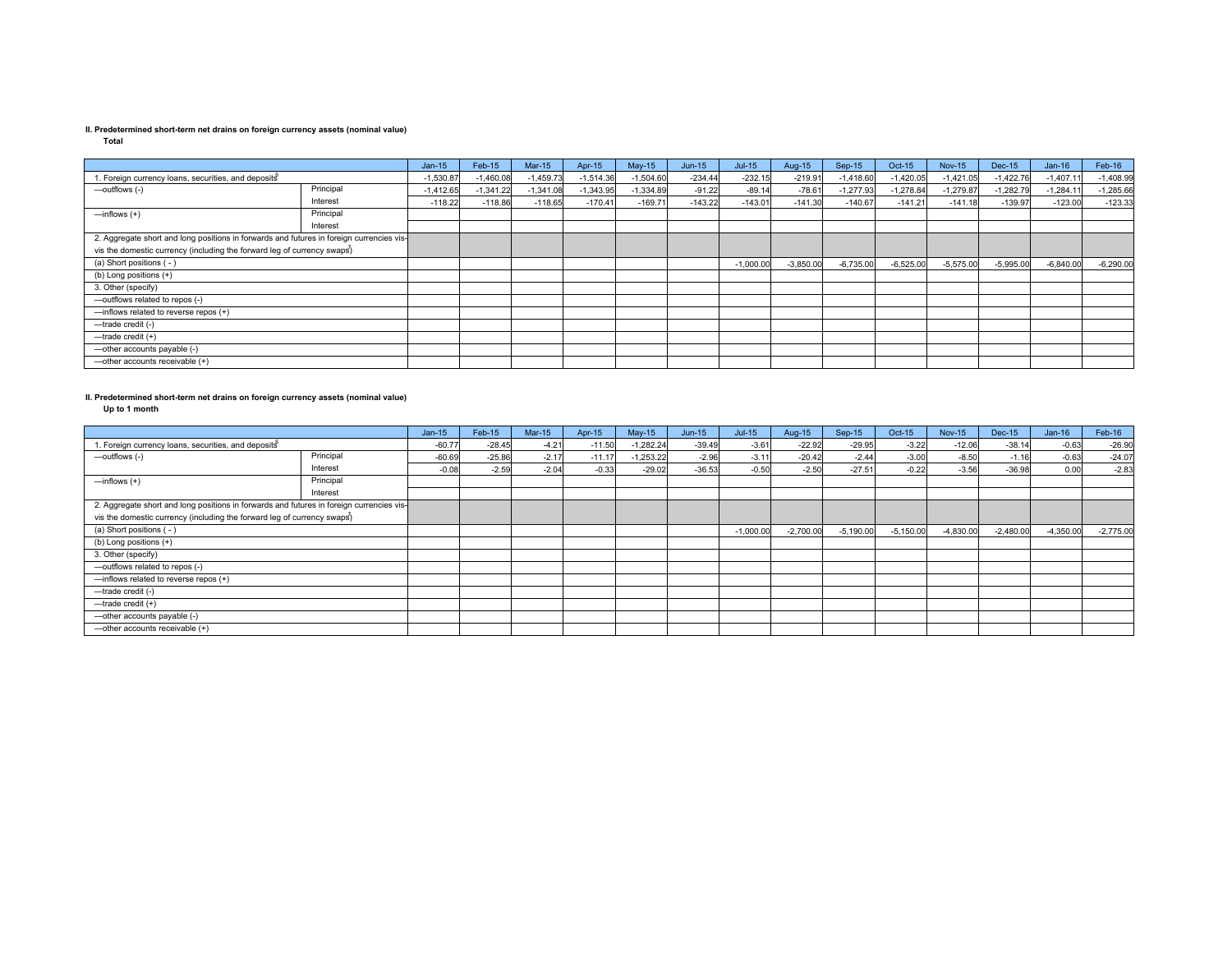**II. Predetermined short-term net drains on foreign currency assets (nominal value)**

**Total**

| | | Jan-15 | Feb-15 | Mar-15 | Apr-15 | May-15 | Jun-15 | Jul-15 | Aug-15 | Sep-15 | Oct-15 | Nov-15 | Dec-15 | Jan-16 | Feb-16 |
|---|---|---|---|---|---|---|---|---|---|---|---|---|---|---|---|
| 1. Foreign currency loans, securities, and deposits[6] | | -1,530.87 | -1,460.08 | -1,459.73 | -1,514.36 | -1,504.60 | -234.44 | -232.15 | -219.91 | -1,418.60 | -1,420.05 | -1,421.05 | -1,422.76 | -1,407.11 | -1,408.99 |
| —outflows (-) | Principal | -1,412.65 | -1,341.22 | -1,341.08 | -1,343.95 | -1,334.89 | -91.22 | -89.14 | -78.61 | -1,277.93 | -1,278.84 | -1,279.87 | -1,282.79 | -1,284.11 | -1,285.66 |
| | Interest | -118.22 | -118.86 | -118.65 | -170.41 | -169.71 | -143.22 | -143.01 | -141.30 | -140.67 | -141.21 | -141.18 | -139.97 | -123.00 | -123.33 |
| —inflows (+) | Principal | | | | | | | | | | | | | | |
| | Interest | | | | | | | | | | | | | | |
| 2. Aggregate short and long positions in forwards and futures in foreign currencies vis-vis the domestic currency (including the forward leg of currency swaps)[7] | | | | | | | | | | | | | | | |
| (a) Short positions ( - ) | | | | | | | | -1,000.00 | -3,850.00 | -6,735.00 | -6,525.00 | -5,575.00 | -5,995.00 | -6,840.00 | -6,290.00 |
| (b) Long positions (+) | | | | | | | | | | | | | | | |
| 3. Other (specify) | | | | | | | | | | | | | | | |
| —outflows related to repos (-) | | | | | | | | | | | | | | | |
| —inflows related to reverse repos (+) | | | | | | | | | | | | | | | |
| —trade credit (-) | | | | | | | | | | | | | | | |
| —trade credit (+) | | | | | | | | | | | | | | | |
| —other accounts payable (-) | | | | | | | | | | | | | | | |
| —other accounts receivable (+) | | | | | | | | | | | | | | | |

**II. Predetermined short-term net drains on foreign currency assets (nominal value)**

**Up to 1 month**

| | | Jan-15 | Feb-15 | Mar-15 | Apr-15 | May-15 | Jun-15 | Jul-15 | Aug-15 | Sep-15 | Oct-15 | Nov-15 | Dec-15 | Jan-16 | Feb-16 |
|---|---|---|---|---|---|---|---|---|---|---|---|---|---|---|---|
| 1. Foreign currency loans, securities, and deposits[6] | | -60.77 | -28.45 | -4.21 | -11.50 | -1,282.24 | -39.49 | -3.61 | -22.92 | -29.95 | -3.22 | -12.06 | -38.14 | -0.63 | -26.90 |
| —outflows (-) | Principal | -60.69 | -25.86 | -2.17 | -11.17 | -1,253.22 | -2.96 | -3.11 | -20.42 | -2.44 | -3.00 | -8.50 | -1.16 | -0.63 | -24.07 |
| | Interest | -0.08 | -2.59 | -2.04 | -0.33 | -29.02 | -36.53 | -0.50 | -2.50 | -27.51 | -0.22 | -3.56 | -36.98 | 0.00 | -2.83 |
| —inflows (+) | Principal | | | | | | | | | | | | | | |
| | Interest | | | | | | | | | | | | | | |
| 2. Aggregate short and long positions in forwards and futures in foreign currencies vis-vis the domestic currency (including the forward leg of currency swaps)[7] | | | | | | | | | | | | | | | |
| (a) Short positions ( - ) | | | | | | | | -1,000.00 | -2,700.00 | -5,190.00 | -5,150.00 | -4,830.00 | -2,480.00 | -4,350.00 | -2,775.00 |
| (b) Long positions (+) | | | | | | | | | | | | | | | |
| 3. Other (specify) | | | | | | | | | | | | | | | |
| —outflows related to repos (-) | | | | | | | | | | | | | | | |
| —inflows related to reverse repos (+) | | | | | | | | | | | | | | | |
| —trade credit (-) | | | | | | | | | | | | | | | |
| —trade credit (+) | | | | | | | | | | | | | | | |
| —other accounts payable (-) | | | | | | | | | | | | | | | |
| —other accounts receivable (+) | | | | | | | | | | | | | | | |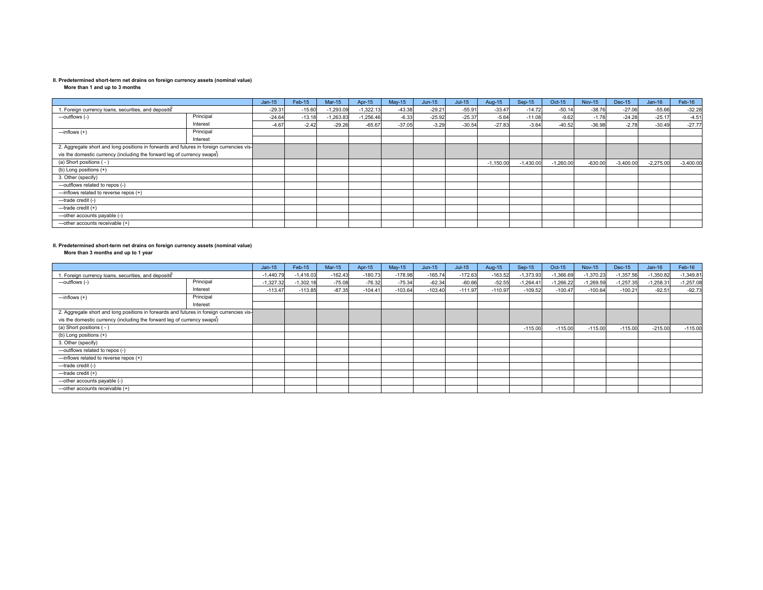**II. Predetermined short-term net drains on foreign currency assets (nominal value)**
**More than 1 and up to 3 months**

| | | Jan-15 | Feb-15 | Mar-15 | Apr-15 | May-15 | Jun-15 | Jul-15 | Aug-15 | Sep-15 | Oct-15 | Nov-15 | Dec-15 | Jan-16 | Feb-16 |
|---|---|---|---|---|---|---|---|---|---|---|---|---|---|---|---|
| 1. Foreign currency loans, securities, and deposits[6] | | -29.31 | -15.60 | -1,293.09 | -1,322.13 | -43.38 | -29.21 | -55.91 | -33.47 | -14.72 | -50.14 | -38.76 | -27.06 | -55.66 | -32.28 |
| —outflows (-) | Principal | -24.64 | -13.18 | -1,263.83 | -1,256.46 | -6.33 | -25.92 | -25.37 | -5.64 | -11.08 | -9.62 | -1.78 | -24.28 | -25.17 | -4.51 |
| | Interest | -4.67 | -2.42 | -29.26 | -65.67 | -37.05 | -3.29 | -30.54 | -27.83 | -3.64 | -40.52 | -36.98 | -2.78 | -30.49 | -27.77 |
| —inflows (+) | Principal | | | | | | | | | | | | | | |
| | Interest | | | | | | | | | | | | | | |
| 2. Aggregate short and long positions in forwards and futures in foreign currencies vis-vis the domestic currency (including the forward leg of currency swaps[7]) | | | | | | | | | | | | | | | |
| (a) Short positions ( - ) | | | | | | | | | -1,150.00 | -1,430.00 | -1,260.00 | -630.00 | -3,400.00 | -2,275.00 | -3,400.00 |
| (b) Long positions (+) | | | | | | | | | | | | | | | |
| 3. Other (specify) | | | | | | | | | | | | | | | |
| —outflows related to repos (-) | | | | | | | | | | | | | | | |
| —inflows related to reverse repos (+) | | | | | | | | | | | | | | | |
| —trade credit (-) | | | | | | | | | | | | | | | |
| —trade credit (+) | | | | | | | | | | | | | | | |
| —other accounts payable (-) | | | | | | | | | | | | | | | |
| —other accounts receivable (+) | | | | | | | | | | | | | | | |

**II. Predetermined short-term net drains on foreign currency assets (nominal value)**
**More than 3 months and up to 1 year**

| | | Jan-15 | Feb-15 | Mar-15 | Apr-15 | May-15 | Jun-15 | Jul-15 | Aug-15 | Sep-15 | Oct-15 | Nov-15 | Dec-15 | Jan-16 | Feb-16 |
|---|---|---|---|---|---|---|---|---|---|---|---|---|---|---|---|
| 1. Foreign currency loans, securities, and deposits[6] | | -1,440.79 | -1,416.03 | -162.43 | -180.73 | -178.98 | -165.74 | -172.63 | -163.52 | -1,373.93 | -1,366.69 | -1,370.23 | -1,357.56 | -1,350.82 | -1,349.81 |
| —outflows (-) | Principal | -1,327.32 | -1,302.18 | -75.08 | -76.32 | -75.34 | -62.34 | -60.66 | -52.55 | -1,264.41 | -1,266.22 | -1,269.59 | -1,257.35 | -1,258.31 | -1,257.08 |
| | Interest | -113.47 | -113.85 | -87.35 | -104.41 | -103.64 | -103.40 | -111.97 | -110.97 | -109.52 | -100.47 | -100.64 | -100.21 | -92.51 | -92.73 |
| —inflows (+) | Principal | | | | | | | | | | | | | | |
| | Interest | | | | | | | | | | | | | | |
| 2. Aggregate short and long positions in forwards and futures in foreign currencies vis-vis the domestic currency (including the forward leg of currency swaps[7]) | | | | | | | | | | | | | | | |
| (a) Short positions ( - ) | | | | | | | | | | -115.00 | -115.00 | -115.00 | -115.00 | -215.00 | -115.00 |
| (b) Long positions (+) | | | | | | | | | | | | | | | |
| 3. Other (specify) | | | | | | | | | | | | | | | |
| —outflows related to repos (-) | | | | | | | | | | | | | | | |
| —inflows related to reverse repos (+) | | | | | | | | | | | | | | | |
| —trade credit (-) | | | | | | | | | | | | | | | |
| —trade credit (+) | | | | | | | | | | | | | | | |
| —other accounts payable (-) | | | | | | | | | | | | | | | |
| —other accounts receivable (+) | | | | | | | | | | | | | | | |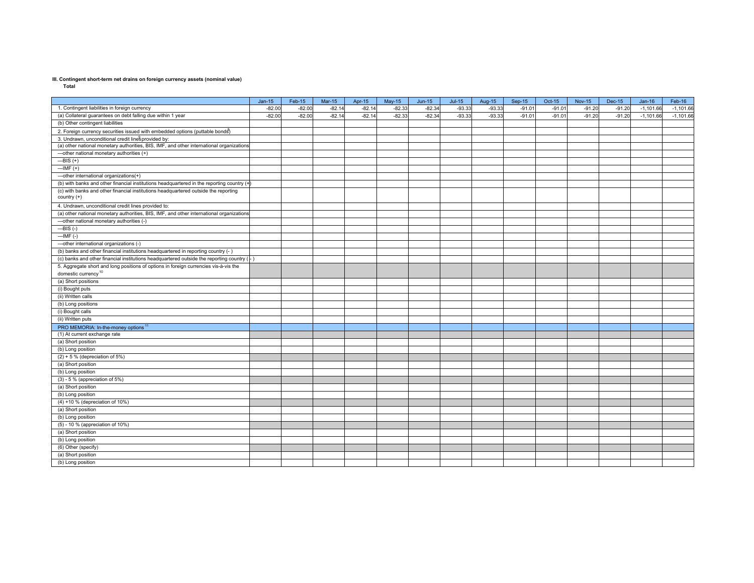**III. Contingent short-term net drains on foreign currency assets (nominal value)**

**Total**

| | Jan-15 | Feb-15 | Mar-15 | Apr-15 | May-15 | Jun-15 | Jul-15 | Aug-15 | Sep-15 | Oct-15 | Nov-15 | Dec-15 | Jan-16 | Feb-16 |
|---|---|---|---|---|---|---|---|---|---|---|---|---|---|---|
| 1. Contingent liabilities in foreign currency | -82.00 | -82.00 | -82.14 | -82.14 | -82.33 | -82.34 | -93.33 | -93.33 | -91.01 | -91.01 | -91.20 | -91.20 | -1,101.66 | -1,101.66 |
| (a) Collateral guarantees on debt falling due within 1 year | -82.00 | -82.00 | -82.14 | -82.14 | -82.33 | -82.34 | -93.33 | -93.33 | -91.01 | -91.01 | -91.20 | -91.20 | -1,101.66 | -1,101.66 |
| (b) Other contingent liabilities | | | | | | | | | | | | | | |
| 2. Foreign currency securities issued with embedded options (puttable bonds)[8] | | | | | | | | | | | | | | |
| 3. Undrawn, unconditional credit lines[9] provided by: | | | | | | | | | | | | | | |
| (a) other national monetary authorities, BIS, IMF, and other international organizations | | | | | | | | | | | | | | |
| —other national monetary authorities (+) | | | | | | | | | | | | | | |
| —BIS (+) | | | | | | | | | | | | | | |
| —IMF (+) | | | | | | | | | | | | | | |
| —other international organizations(+) | | | | | | | | | | | | | | |
| (b) with banks and other financial institutions headquartered in the reporting country (+) | | | | | | | | | | | | | | |
| (c) with banks and other financial institutions headquartered outside the reporting country (+) | | | | | | | | | | | | | | |
| 4. Undrawn, unconditional credit lines provided to: | | | | | | | | | | | | | | |
| (a) other national monetary authorities, BIS, IMF, and other international organizations | | | | | | | | | | | | | | |
| —other national monetary authorities (-) | | | | | | | | | | | | | | |
| —BIS (-) | | | | | | | | | | | | | | |
| —IMF (-) | | | | | | | | | | | | | | |
| —other international organizations (-) | | | | | | | | | | | | | | |
| (b) banks and other financial institutions headquartered in reporting country (- ) | | | | | | | | | | | | | | |
| (c) banks and other financial institutions headquartered outside the reporting country ( - ) | | | | | | | | | | | | | | |
| 5. Aggregate short and long positions of options in foreign currencies vis-à-vis the domestic currency[10] | | | | | | | | | | | | | | |
| (a) Short positions | | | | | | | | | | | | | | |
| (i) Bought puts | | | | | | | | | | | | | | |
| (ii) Written calls | | | | | | | | | | | | | | |
| (b) Long positions | | | | | | | | | | | | | | |
| (i) Bought calls | | | | | | | | | | | | | | |
| (ii) Written puts | | | | | | | | | | | | | | |
| PRO MEMORIA: In-the-money options[11] | | | | | | | | | | | | | | |
| (1) At current exchange rate | | | | | | | | | | | | | | |
| (a) Short position | | | | | | | | | | | | | | |
| (b) Long position | | | | | | | | | | | | | | |
| (2) + 5 % (depreciation of 5%) | | | | | | | | | | | | | | |
| (a) Short position | | | | | | | | | | | | | | |
| (b) Long position | | | | | | | | | | | | | | |
| (3) - 5 % (appreciation of 5%) | | | | | | | | | | | | | | |
| (a) Short position | | | | | | | | | | | | | | |
| (b) Long position | | | | | | | | | | | | | | |
| (4) +10 % (depreciation of 10%) | | | | | | | | | | | | | | |
| (a) Short position | | | | | | | | | | | | | | |
| (b) Long position | | | | | | | | | | | | | | |
| (5) - 10 % (appreciation of 10%) | | | | | | | | | | | | | | |
| (a) Short position | | | | | | | | | | | | | | |
| (b) Long position | | | | | | | | | | | | | | |
| (6) Other (specify) | | | | | | | | | | | | | | |
| (a) Short position | | | | | | | | | | | | | | |
| (b) Long position | | | | | | | | | | | | | | |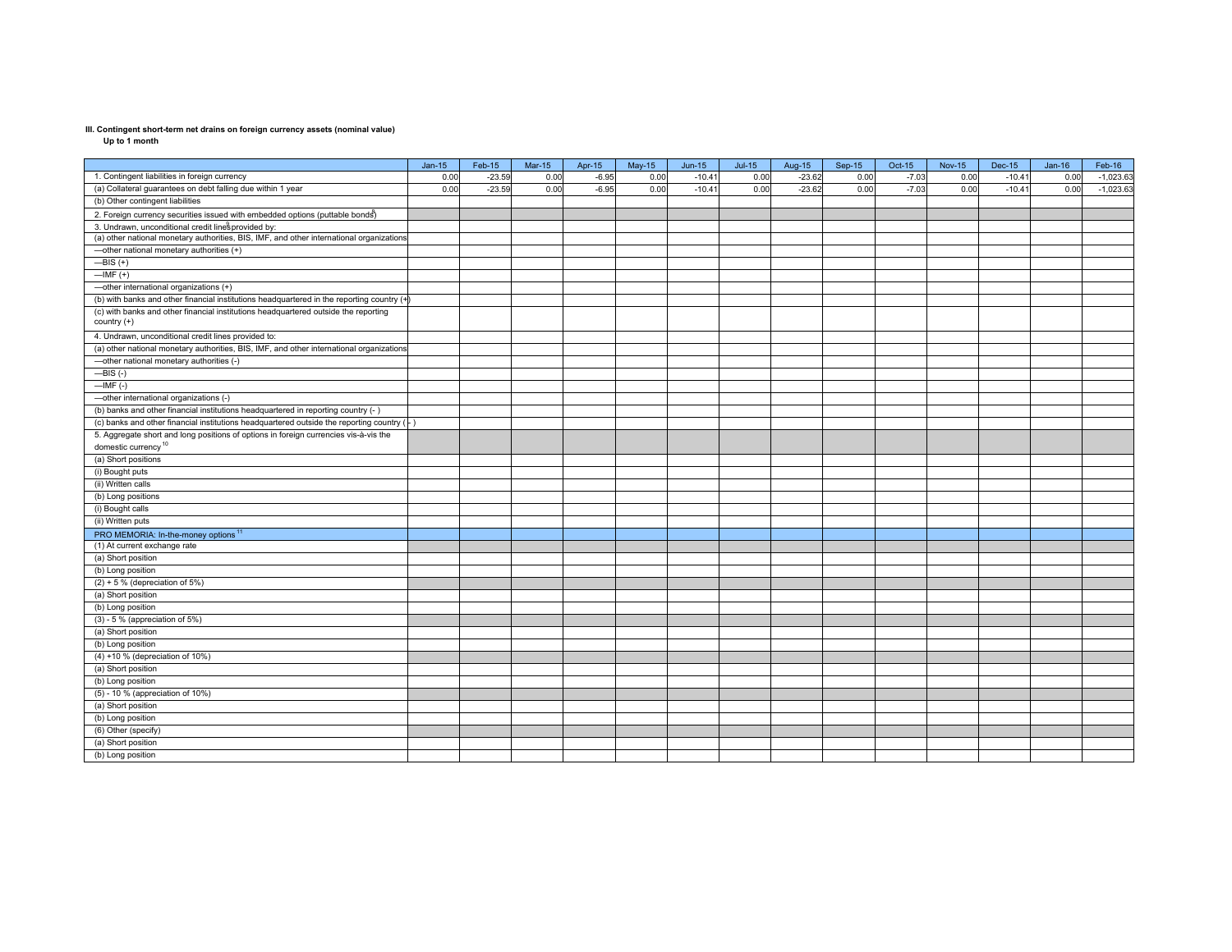**III. Contingent short-term net drains on foreign currency assets (nominal value)**

**Up to 1 month**

| | Jan-15 | Feb-15 | Mar-15 | Apr-15 | May-15 | Jun-15 | Jul-15 | Aug-15 | Sep-15 | Oct-15 | Nov-15 | Dec-15 | Jan-16 | Feb-16 |
|---|---|---|---|---|---|---|---|---|---|---|---|---|---|---|
| 1. Contingent liabilities in foreign currency | 0.00 | -23.59 | 0.00 | -6.95 | 0.00 | -10.41 | 0.00 | -23.62 | 0.00 | -7.03 | 0.00 | -10.41 | 0.00 | -1,023.63 |
| (a) Collateral guarantees on debt falling due within 1 year | 0.00 | -23.59 | 0.00 | -6.95 | 0.00 | -10.41 | 0.00 | -23.62 | 0.00 | -7.03 | 0.00 | -10.41 | 0.00 | -1,023.63 |
| (b) Other contingent liabilities | | | | | | | | | | | | | | |
| 2. Foreign currency securities issued with embedded options (puttable bonds[8]) | | | | | | | | | | | | | | |
| 3. Undrawn, unconditional credit lines[9] provided by: | | | | | | | | | | | | | | |
| (a) other national monetary authorities, BIS, IMF, and other international organizations | | | | | | | | | | | | | | |
| —other national monetary authorities (+) | | | | | | | | | | | | | | |
| —BIS (+) | | | | | | | | | | | | | | |
| —IMF (+) | | | | | | | | | | | | | | |
| —other international organizations (+) | | | | | | | | | | | | | | |
| (b) with banks and other financial institutions headquartered in the reporting country (+) | | | | | | | | | | | | | | |
| (c) with banks and other financial institutions headquartered outside the reporting country (+) | | | | | | | | | | | | | | |
| 4. Undrawn, unconditional credit lines provided to: | | | | | | | | | | | | | | |
| (a) other national monetary authorities, BIS, IMF, and other international organizations | | | | | | | | | | | | | | |
| —other national monetary authorities (-) | | | | | | | | | | | | | | |
| —BIS (-) | | | | | | | | | | | | | | |
| —IMF (-) | | | | | | | | | | | | | | |
| —other international organizations (-) | | | | | | | | | | | | | | |
| (b) banks and other financial institutions headquartered in reporting country (- ) | | | | | | | | | | | | | | |
| (c) banks and other financial institutions headquartered outside the reporting country ( - ) | | | | | | | | | | | | | | |
| 5. Aggregate short and long positions of options in foreign currencies vis-à-vis the domestic currency[10] | | | | | | | | | | | | | | |
| (a) Short positions | | | | | | | | | | | | | | |
| (i) Bought puts | | | | | | | | | | | | | | |
| (ii) Written calls | | | | | | | | | | | | | | |
| (b) Long positions | | | | | | | | | | | | | | |
| (i) Bought calls | | | | | | | | | | | | | | |
| (ii) Written puts | | | | | | | | | | | | | | |
| PRO MEMORIA: In-the-money options[11] | | | | | | | | | | | | | | |
| (1) At current exchange rate | | | | | | | | | | | | | | |
| (a) Short position | | | | | | | | | | | | | | |
| (b) Long position | | | | | | | | | | | | | | |
| (2) + 5 % (depreciation of 5%) | | | | | | | | | | | | | | |
| (a) Short position | | | | | | | | | | | | | | |
| (b) Long position | | | | | | | | | | | | | | |
| (3) - 5 % (appreciation of 5%) | | | | | | | | | | | | | | |
| (a) Short position | | | | | | | | | | | | | | |
| (b) Long position | | | | | | | | | | | | | | |
| (4) +10 % (depreciation of 10%) | | | | | | | | | | | | | | |
| (a) Short position | | | | | | | | | | | | | | |
| (b) Long position | | | | | | | | | | | | | | |
| (5) - 10 % (appreciation of 10%) | | | | | | | | | | | | | | |
| (a) Short position | | | | | | | | | | | | | | |
| (b) Long position | | | | | | | | | | | | | | |
| (6) Other (specify) | | | | | | | | | | | | | | |
| (a) Short position | | | | | | | | | | | | | | |
| (b) Long position | | | | | | | | | | | | | | |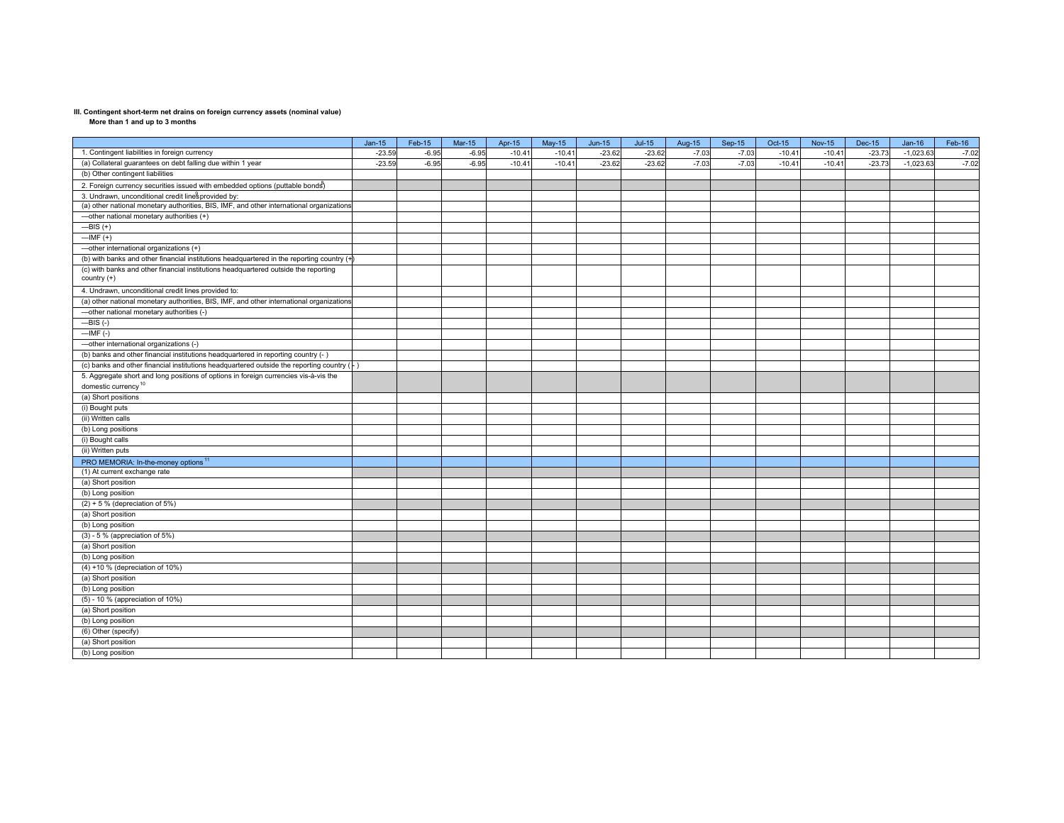**III. Contingent short-term net drains on foreign currency assets (nominal value)**

**More than 1 and up to 3 months**

| | Jan-15 | Feb-15 | Mar-15 | Apr-15 | May-15 | Jun-15 | Jul-15 | Aug-15 | Sep-15 | Oct-15 | Nov-15 | Dec-15 | Jan-16 | Feb-16 |
|---|---|---|---|---|---|---|---|---|---|---|---|---|---|---|
| 1. Contingent liabilities in foreign currency | -23.59 | -6.95 | -6.95 | -10.41 | -10.41 | -23.62 | -23.62 | -7.03 | -7.03 | -10.41 | -10.41 | -23.73 | -1,023.63 | -7.02 |
| (a) Collateral guarantees on debt falling due within 1 year | -23.59 | -6.95 | -6.95 | -10.41 | -10.41 | -23.62 | -23.62 | -7.03 | -7.03 | -10.41 | -10.41 | -23.73 | -1,023.63 | -7.02 |
| (b) Other contingent liabilities | | | | | | | | | | | | | | |
| 2. Foreign currency securities issued with embedded options (puttable bonds)[8] | | | | | | | | | | | | | | |
| 3. Undrawn, unconditional credit lines[9] provided by: | | | | | | | | | | | | | | |
| (a) other national monetary authorities, BIS, IMF, and other international organizations | | | | | | | | | | | | | | |
| —other national monetary authorities (+) | | | | | | | | | | | | | | |
| —BIS (+) | | | | | | | | | | | | | | |
| —IMF (+) | | | | | | | | | | | | | | |
| —other international organizations (+) | | | | | | | | | | | | | | |
| (b) with banks and other financial institutions headquartered in the reporting country (+) | | | | | | | | | | | | | | |
| (c) with banks and other financial institutions headquartered outside the reporting country (+) | | | | | | | | | | | | | | |
| 4. Undrawn, unconditional credit lines provided to: | | | | | | | | | | | | | | |
| (a) other national monetary authorities, BIS, IMF, and other international organizations | | | | | | | | | | | | | | |
| —other national monetary authorities (-) | | | | | | | | | | | | | | |
| —BIS (-) | | | | | | | | | | | | | | |
| —IMF (-) | | | | | | | | | | | | | | |
| —other international organizations (-) | | | | | | | | | | | | | | |
| (b) banks and other financial institutions headquartered in reporting country (- ) | | | | | | | | | | | | | | |
| (c) banks and other financial institutions headquartered outside the reporting country ( - ) | | | | | | | | | | | | | | |
| 5. Aggregate short and long positions of options in foreign currencies vis-à-vis the domestic currency[10] | | | | | | | | | | | | | | |
| (a) Short positions | | | | | | | | | | | | | | |
| (i) Bought puts | | | | | | | | | | | | | | |
| (ii) Written calls | | | | | | | | | | | | | | |
| (b) Long positions | | | | | | | | | | | | | | |
| (i) Bought calls | | | | | | | | | | | | | | |
| (ii) Written puts | | | | | | | | | | | | | | |
| PRO MEMORIA: In-the-money options[11] | | | | | | | | | | | | | | |
| (1) At current exchange rate | | | | | | | | | | | | | | |
| (a) Short position | | | | | | | | | | | | | | |
| (b) Long position | | | | | | | | | | | | | | |
| (2) + 5 % (depreciation of 5%) | | | | | | | | | | | | | | |
| (a) Short position | | | | | | | | | | | | | | |
| (b) Long position | | | | | | | | | | | | | | |
| (3) - 5 % (appreciation of 5%) | | | | | | | | | | | | | | |
| (a) Short position | | | | | | | | | | | | | | |
| (b) Long position | | | | | | | | | | | | | | |
| (4) +10 % (depreciation of 10%) | | | | | | | | | | | | | | |
| (a) Short position | | | | | | | | | | | | | | |
| (b) Long position | | | | | | | | | | | | | | |
| (5) - 10 % (appreciation of 10%) | | | | | | | | | | | | | | |
| (a) Short position | | | | | | | | | | | | | | |
| (b) Long position | | | | | | | | | | | | | | |
| (6) Other (specify) | | | | | | | | | | | | | | |
| (a) Short position | | | | | | | | | | | | | | |
| (b) Long position | | | | | | | | | | | | | | |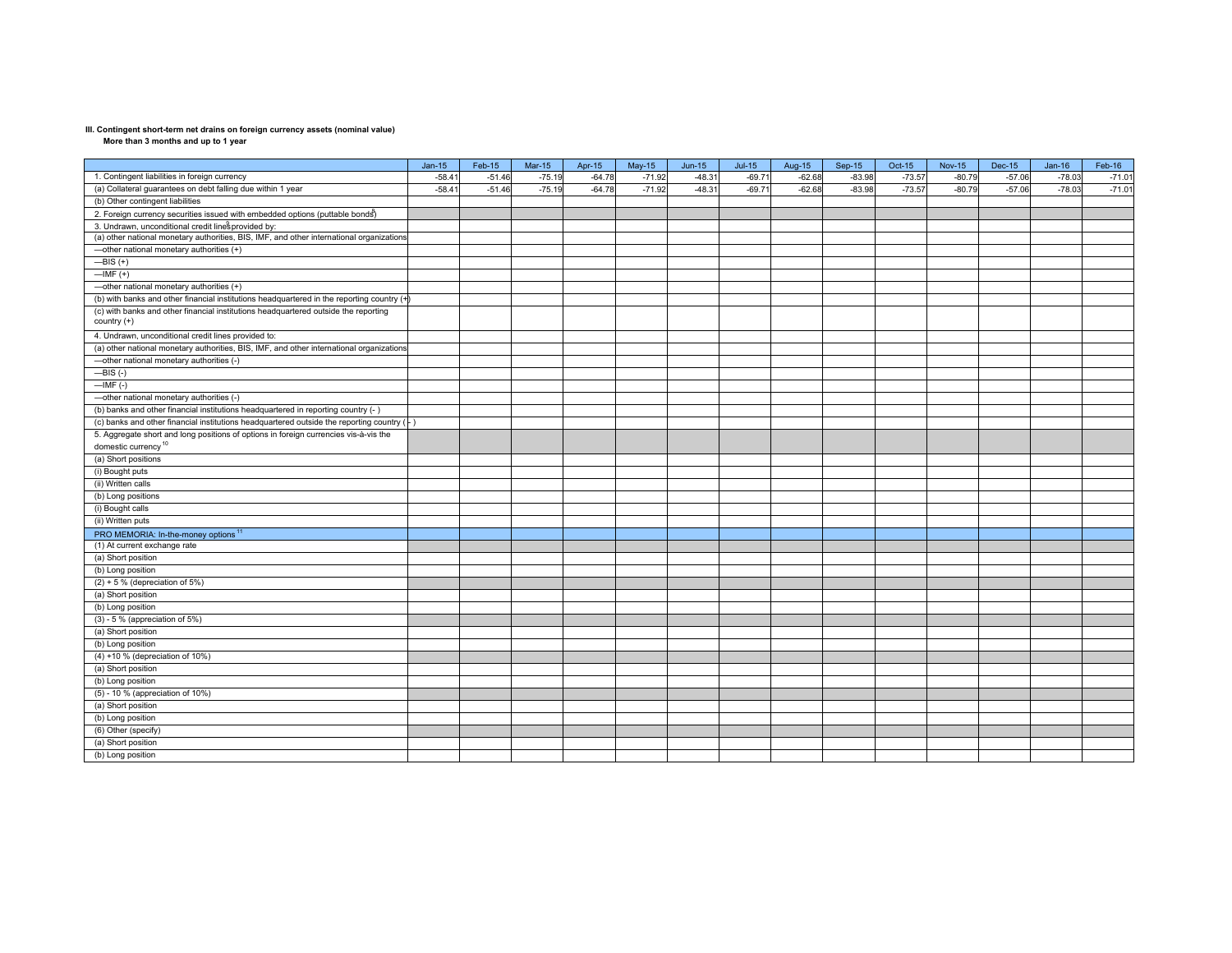**III. Contingent short-term net drains on foreign currency assets (nominal value)**
**More than 3 months and up to 1 year**

| | Jan-15 | Feb-15 | Mar-15 | Apr-15 | May-15 | Jun-15 | Jul-15 | Aug-15 | Sep-15 | Oct-15 | Nov-15 | Dec-15 | Jan-16 | Feb-16 |
|---|---|---|---|---|---|---|---|---|---|---|---|---|---|---|
| 1. Contingent liabilities in foreign currency | -58.41 | -51.46 | -75.19 | -64.78 | -71.92 | -48.31 | -69.71 | -62.68 | -83.98 | -73.57 | -80.79 | -57.06 | -78.03 | -71.01 |
| (a) Collateral guarantees on debt falling due within 1 year | -58.41 | -51.46 | -75.19 | -64.78 | -71.92 | -48.31 | -69.71 | -62.68 | -83.98 | -73.57 | -80.79 | -57.06 | -78.03 | -71.01 |
| (b) Other contingent liabilities | | | | | | | | | | | | | | |
| 2. Foreign currency securities issued with embedded options (puttable bonds)[8] | | | | | | | | | | | | | | |
| 3. Undrawn, unconditional credit lines[9] provided by: | | | | | | | | | | | | | | |
| (a) other national monetary authorities, BIS, IMF, and other international organizations | | | | | | | | | | | | | | |
| —other national monetary authorities (+) | | | | | | | | | | | | | | |
| —BIS (+) | | | | | | | | | | | | | | |
| —IMF (+) | | | | | | | | | | | | | | |
| —other national monetary authorities (+) | | | | | | | | | | | | | | |
| (b) with banks and other financial institutions headquartered in the reporting country (+) | | | | | | | | | | | | | | |
| (c) with banks and other financial institutions headquartered outside the reporting country (+) | | | | | | | | | | | | | | |
| 4. Undrawn, unconditional credit lines provided to: | | | | | | | | | | | | | | |
| (a) other national monetary authorities, BIS, IMF, and other international organizations | | | | | | | | | | | | | | |
| —other national monetary authorities (-) | | | | | | | | | | | | | | |
| —BIS (-) | | | | | | | | | | | | | | |
| —IMF (-) | | | | | | | | | | | | | | |
| —other national monetary authorities (-) | | | | | | | | | | | | | | |
| (b) banks and other financial institutions headquartered in reporting country (- ) | | | | | | | | | | | | | | |
| (c) banks and other financial institutions headquartered outside the reporting country ( - ) | | | | | | | | | | | | | | |
| 5. Aggregate short and long positions of options in foreign currencies vis-à-vis the domestic currency[10] | | | | | | | | | | | | | | |
| (a) Short positions | | | | | | | | | | | | | | |
| (i) Bought puts | | | | | | | | | | | | | | |
| (ii) Written calls | | | | | | | | | | | | | | |
| (b) Long positions | | | | | | | | | | | | | | |
| (i) Bought calls | | | | | | | | | | | | | | |
| (ii) Written puts | | | | | | | | | | | | | | |
| PRO MEMORIA: In-the-money options[11] | | | | | | | | | | | | | | |
| (1) At current exchange rate | | | | | | | | | | | | | | |
| (a) Short position | | | | | | | | | | | | | | |
| (b) Long position | | | | | | | | | | | | | | |
| (2) + 5 % (depreciation of 5%) | | | | | | | | | | | | | | |
| (a) Short position | | | | | | | | | | | | | | |
| (b) Long position | | | | | | | | | | | | | | |
| (3) - 5 % (appreciation of 5%) | | | | | | | | | | | | | | |
| (a) Short position | | | | | | | | | | | | | | |
| (b) Long position | | | | | | | | | | | | | | |
| (4) +10 % (depreciation of 10%) | | | | | | | | | | | | | | |
| (a) Short position | | | | | | | | | | | | | | |
| (b) Long position | | | | | | | | | | | | | | |
| (5) - 10 % (appreciation of 10%) | | | | | | | | | | | | | | |
| (a) Short position | | | | | | | | | | | | | | |
| (b) Long position | | | | | | | | | | | | | | |
| (6) Other (specify) | | | | | | | | | | | | | | |
| (a) Short position | | | | | | | | | | | | | | |
| (b) Long position | | | | | | | | | | | | | | |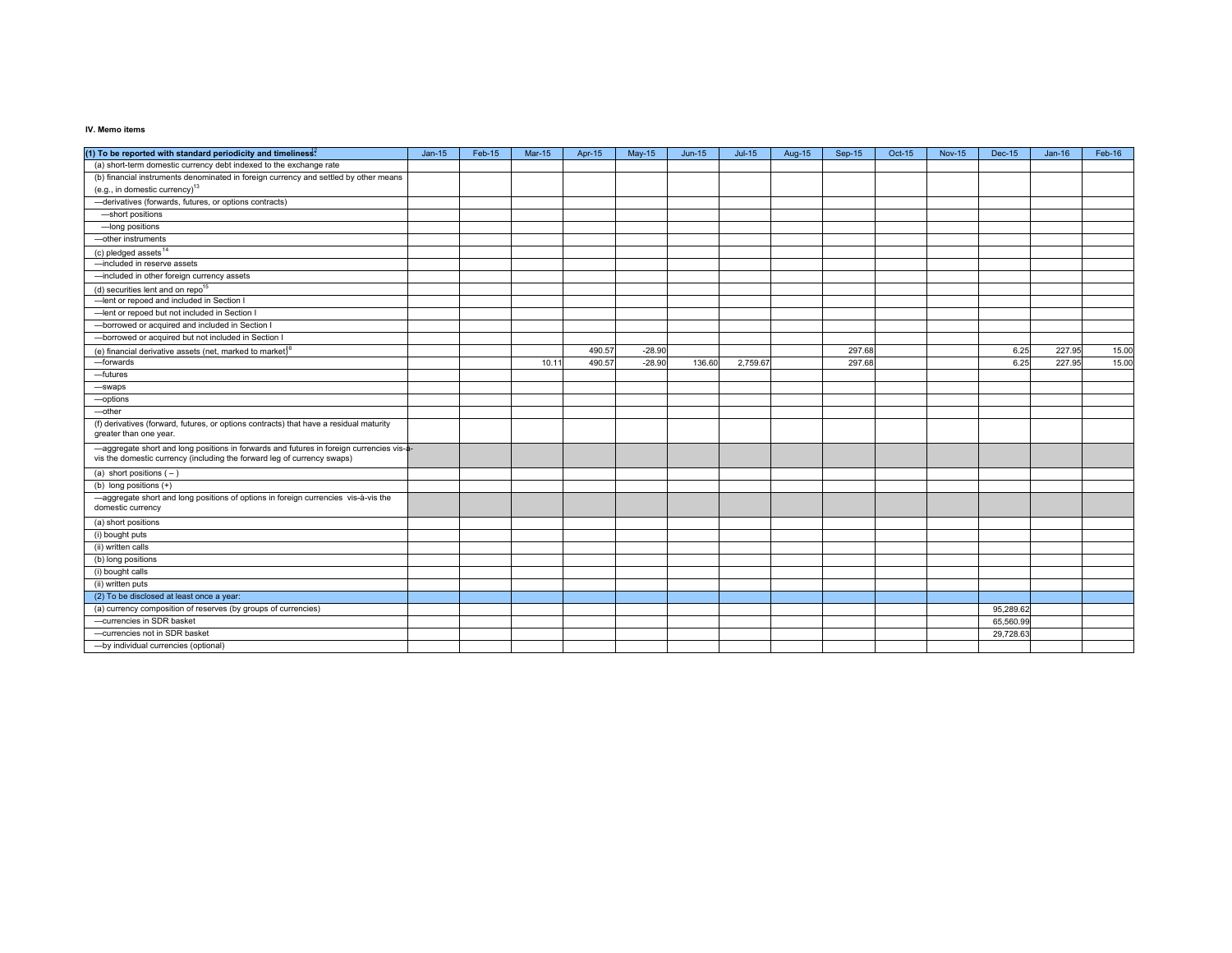### IV. Memo items

| (1) To be reported with standard periodicity and timeliness:[12] | Jan-15 | Feb-15 | Mar-15 | Apr-15 | May-15 | Jun-15 | Jul-15 | Aug-15 | Sep-15 | Oct-15 | Nov-15 | Dec-15 | Jan-16 | Feb-16 |
|---|---|---|---|---|---|---|---|---|---|---|---|---|---|---|
| (a) short-term domestic currency debt indexed to the exchange rate | | | | | | | | | | | | | | |
| (b) financial instruments denominated in foreign currency and settled by other means (e.g., in domestic currency)[13] | | | | | | | | | | | | | | |
| —derivatives (forwards, futures, or options contracts) | | | | | | | | | | | | | | |
| —short positions | | | | | | | | | | | | | | |
| —long positions | | | | | | | | | | | | | | |
| —other instruments | | | | | | | | | | | | | | |
| (c) pledged assets[14] | | | | | | | | | | | | | | |
| —included in reserve assets | | | | | | | | | | | | | | |
| —included in other foreign currency assets | | | | | | | | | | | | | | |
| (d) securities lent and on repo[15] | | | | | | | | | | | | | | |
| —lent or repoed and included in Section I | | | | | | | | | | | | | | |
| —lent or repoed but not included in Section I | | | | | | | | | | | | | | |
| —borrowed or acquired and included in Section I | | | | | | | | | | | | | | |
| —borrowed or acquired but not included in Section I | | | | | | | | | | | | | | |
| (e) financial derivative assets (net, marked to market)[16] | | | | 490.57 | -28.90 | | | | 297.68 | | | 6.25 | 227.95 | 15.00 |
| —forwards | | | 10.11 | 490.57 | -28.90 | 136.60 | 2,759.67 | | 297.68 | | | 6.25 | 227.95 | 15.00 |
| —futures | | | | | | | | | | | | | | |
| —swaps | | | | | | | | | | | | | | |
| —options | | | | | | | | | | | | | | |
| —other | | | | | | | | | | | | | | |
| (f) derivatives (forward, futures, or options contracts) that have a residual maturity greater than one year. | | | | | | | | | | | | | | |
| —aggregate short and long positions in forwards and futures in foreign currencies vis-à-vis the domestic currency (including the forward leg of currency swaps) | | | | | | | | | | | | | | |
| (a) short positions ( – ) | | | | | | | | | | | | | | |
| (b) long positions (+) | | | | | | | | | | | | | | |
| —aggregate short and long positions of options in foreign currencies vis-à-vis the domestic currency | | | | | | | | | | | | | | |
| (a) short positions | | | | | | | | | | | | | | |
| (i) bought puts | | | | | | | | | | | | | | |
| (ii) written calls | | | | | | | | | | | | | | |
| (b) long positions | | | | | | | | | | | | | | |
| (i) bought calls | | | | | | | | | | | | | | |
| (ii) written puts | | | | | | | | | | | | | | |
| (2) To be disclosed at least once a year: | | | | | | | | | | | | | | |
| (a) currency composition of reserves (by groups of currencies) | | | | | | | | | | | | 95,289.62 | | |
| —currencies in SDR basket | | | | | | | | | | | | 65,560.99 | | |
| —currencies not in SDR basket | | | | | | | | | | | | 29,728.63 | | |
| —by individual currencies (optional) | | | | | | | | | | | | | | |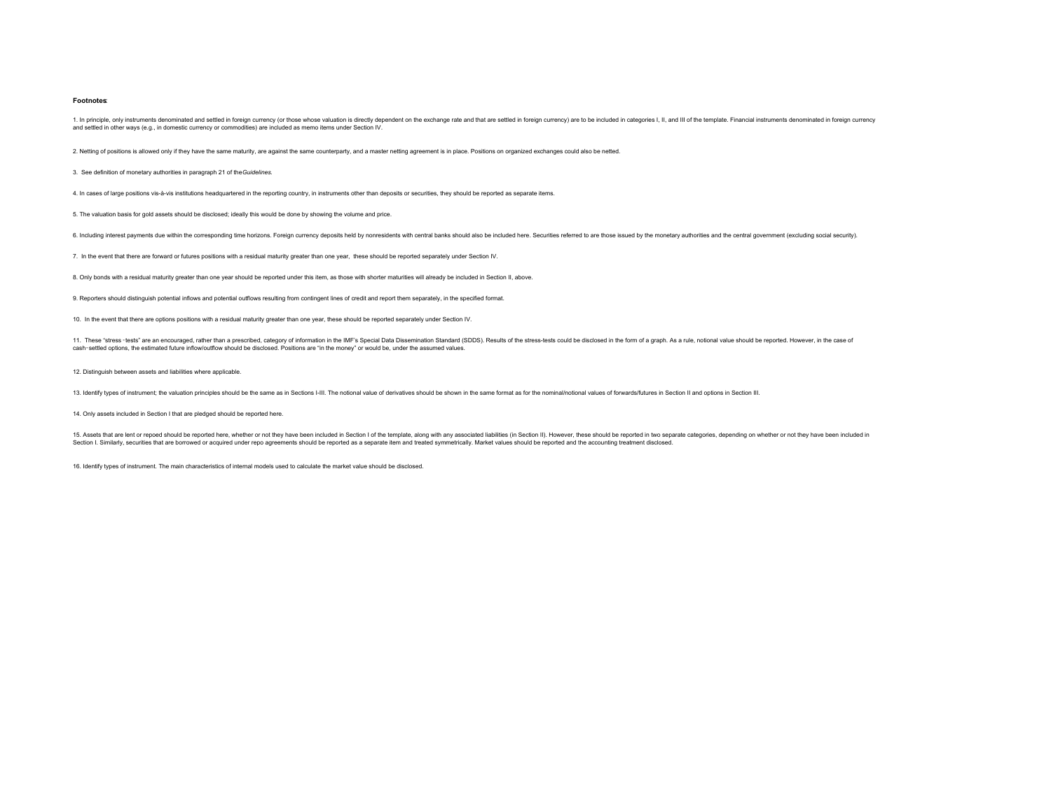**Footnotes**:

1. In principle, only instruments denominated and settled in foreign currency (or those whose valuation is directly dependent on the exchange rate and that are settled in foreign currency) are to be included in categories I, II, and III of the template. Financial instruments denominated in foreign currency and settled in other ways (e.g., in domestic currency or commodities) are included as memo items under Section IV.

2. Netting of positions is allowed only if they have the same maturity, are against the same counterparty, and a master netting agreement is in place. Positions on organized exchanges could also be netted.

3. See definition of monetary authorities in paragraph 21 of the *Guidelines.*

4. In cases of large positions vis-à-vis institutions headquartered in the reporting country, in instruments other than deposits or securities, they should be reported as separate items.

5. The valuation basis for gold assets should be disclosed; ideally this would be done by showing the volume and price.

6. Including interest payments due within the corresponding time horizons. Foreign currency deposits held by nonresidents with central banks should also be included here. Securities referred to are those issued by the monetary authorities and the central government (excluding social security).

7. In the event that there are forward or futures positions with a residual maturity greater than one year, these should be reported separately under Section IV.

8. Only bonds with a residual maturity greater than one year should be reported under this item, as those with shorter maturities will already be included in Section II, above.

9. Reporters should distinguish potential inflows and potential outflows resulting from contingent lines of credit and report them separately, in the specified format.

10. In the event that there are options positions with a residual maturity greater than one year, these should be reported separately under Section IV.

11. These "stress‑tests" are an encouraged, rather than a prescribed, category of information in the IMF's Special Data Dissemination Standard (SDDS). Results of the stress-tests could be disclosed in the form of a graph. As a rule, notional value should be reported. However, in the case of cash‑settled options, the estimated future inflow/outflow should be disclosed. Positions are "in the money" or would be, under the assumed values.

12. Distinguish between assets and liabilities where applicable.

13. Identify types of instrument; the valuation principles should be the same as in Sections I-III. The notional value of derivatives should be shown in the same format as for the nominal/notional values of forwards/futures in Section II and options in Section III.

14. Only assets included in Section I that are pledged should be reported here.

15. Assets that are lent or repoed should be reported here, whether or not they have been included in Section I of the template, along with any associated liabilities (in Section II). However, these should be reported in two separate categories, depending on whether or not they have been included in Section I. Similarly, securities that are borrowed or acquired under repo agreements should be reported as a separate item and treated symmetrically. Market values should be reported and the accounting treatment disclosed.

16. Identify types of instrument. The main characteristics of internal models used to calculate the market value should be disclosed.